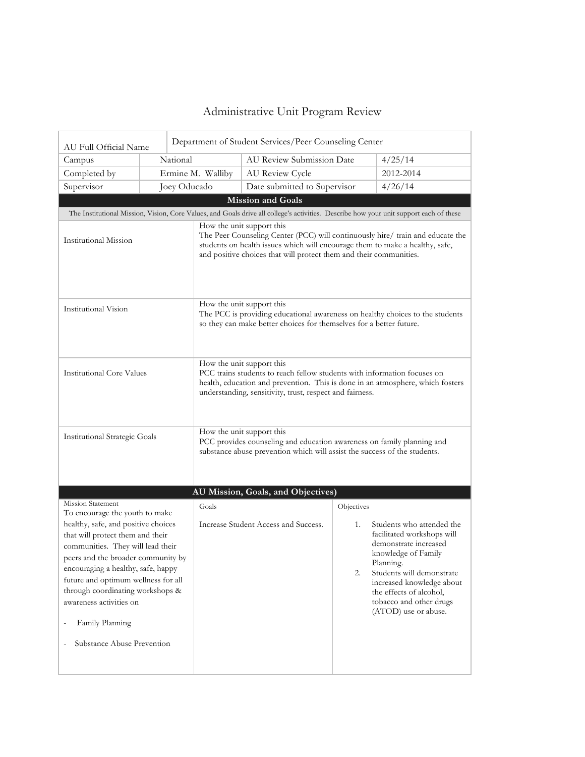# Administrative Unit Program Review

| AU Full Official Name | Department of Student Services/Peer Counseling Center | | |
|---|---|---|---|
| Campus | National | AU Review Submission Date | 4/25/14 |
| Completed by | Ermine M. Walliby | AU Review Cycle | 2012-2014 |
| Supervisor | Joey Oducado | Date submitted to Supervisor | 4/26/14 |

## Mission and Goals

The Institutional Mission, Vision, Core Values, and Goals drive all college's activities. Describe how your unit support each of these

| | How the unit support this |
|---|---|
| Institutional Mission | The Peer Counseling Center (PCC) will continuously hire/ train and educate the students on health issues which will encourage them to make a healthy, safe, and positive choices that will protect them and their communities. |
| Institutional Vision | The PCC is providing educational awareness on healthy choices to the students so they can make better choices for themselves for a better future. |
| Institutional Core Values | PCC trains students to reach fellow students with information focuses on health, education and prevention. This is done in an atmosphere, which fosters understanding, sensitivity, trust, respect and fairness. |
| Institutional Strategic Goals | PCC provides counseling and education awareness on family planning and substance abuse prevention which will assist the success of the students. |

## AU Mission, Goals, and Objectives)

| Mission Statement | Goals | Objectives |
|---|---|---|
| To encourage the youth to make healthy, safe, and positive choices that will protect them and their communities. They will lead their peers and the broader community by encouraging a healthy, safe, happy future and optimum wellness for all through coordinating workshops & awareness activities on<br>- Family Planning<br>- Substance Abuse Prevention | Increase Student Access and Success. | 1. Students who attended the facilitated workshops will demonstrate increased knowledge of Family Planning.<br>2. Students will demonstrate increased knowledge about the effects of alcohol, tobacco and other drugs (ATOD) use or abuse. |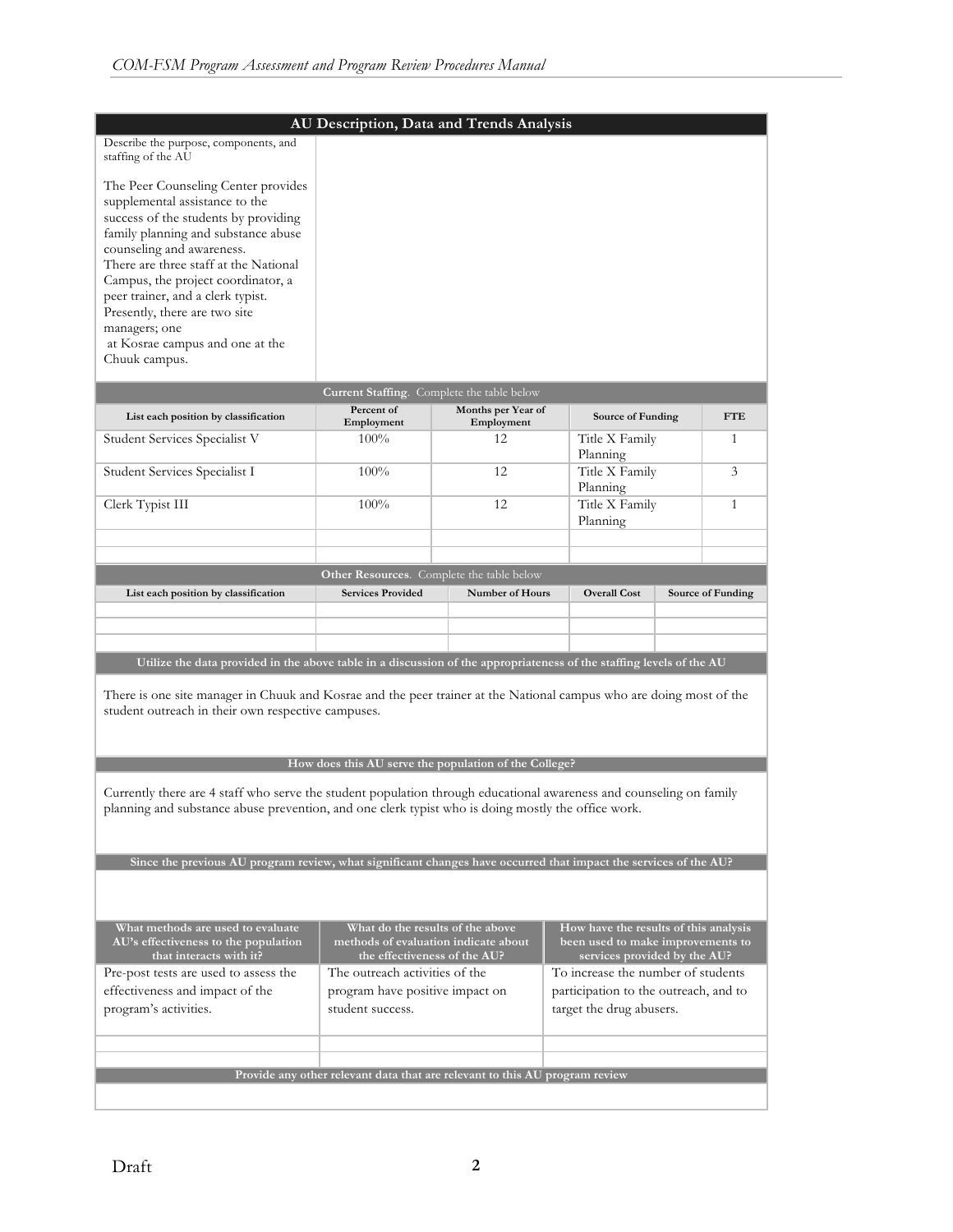## AU Description, Data and Trends Analysis

| Describe the purpose, components, and staffing of the AU | |
|---|---|
| The Peer Counseling Center provides supplemental assistance to the success of the students by providing family planning and substance abuse counseling and awareness. There are three staff at the National Campus, the project coordinator, a peer trainer, and a clerk typist. Presently, there are two site managers; one at Kosrae campus and one at the Chuuk campus. | |

**Current Staffing**. Complete the table below

| List each position by classification | Percent of Employment | Months per Year of Employment | Source of Funding | FTE |
|---|---|---|---|---|
| Student Services Specialist V | 100% | 12 | Title X Family Planning | 1 |
| Student Services Specialist I | 100% | 12 | Title X Family Planning | 3 |
| Clerk Typist III | 100% | 12 | Title X Family Planning | 1 |
| | | | | |
| | | | | |

**Other Resources**. Complete the table below

| List each position by classification | Services Provided | Number of Hours | Overall Cost | Source of Funding |
|---|---|---|---|---|
| | | | | |
| | | | | |
| | | | | |

**Utilize the data provided in the above table in a discussion of the appropriateness of the staffing levels of the AU**

There is one site manager in Chuuk and Kosrae and the peer trainer at the National campus who are doing most of the student outreach in their own respective campuses.

**How does this AU serve the population of the College?**

Currently there are 4 staff who serve the student population through educational awareness and counseling on family planning and substance abuse prevention, and one clerk typist who is doing mostly the office work.

**Since the previous AU program review, what significant changes have occurred that impact the services of the AU?**

| What methods are used to evaluate AU's effectiveness to the population that interacts with it? | What do the results of the above methods of evaluation indicate about the effectiveness of the AU? | How have the results of this analysis been used to make improvements to services provided by the AU? |
|---|---|---|
| Pre-post tests are used to assess the effectiveness and impact of the program's activities. | The outreach activities of the program have positive impact on student success. | To increase the number of students participation to the outreach, and to target the drug abusers. |
| | | |
| | | |

**Provide any other relevant data that are relevant to this AU program review**

Draft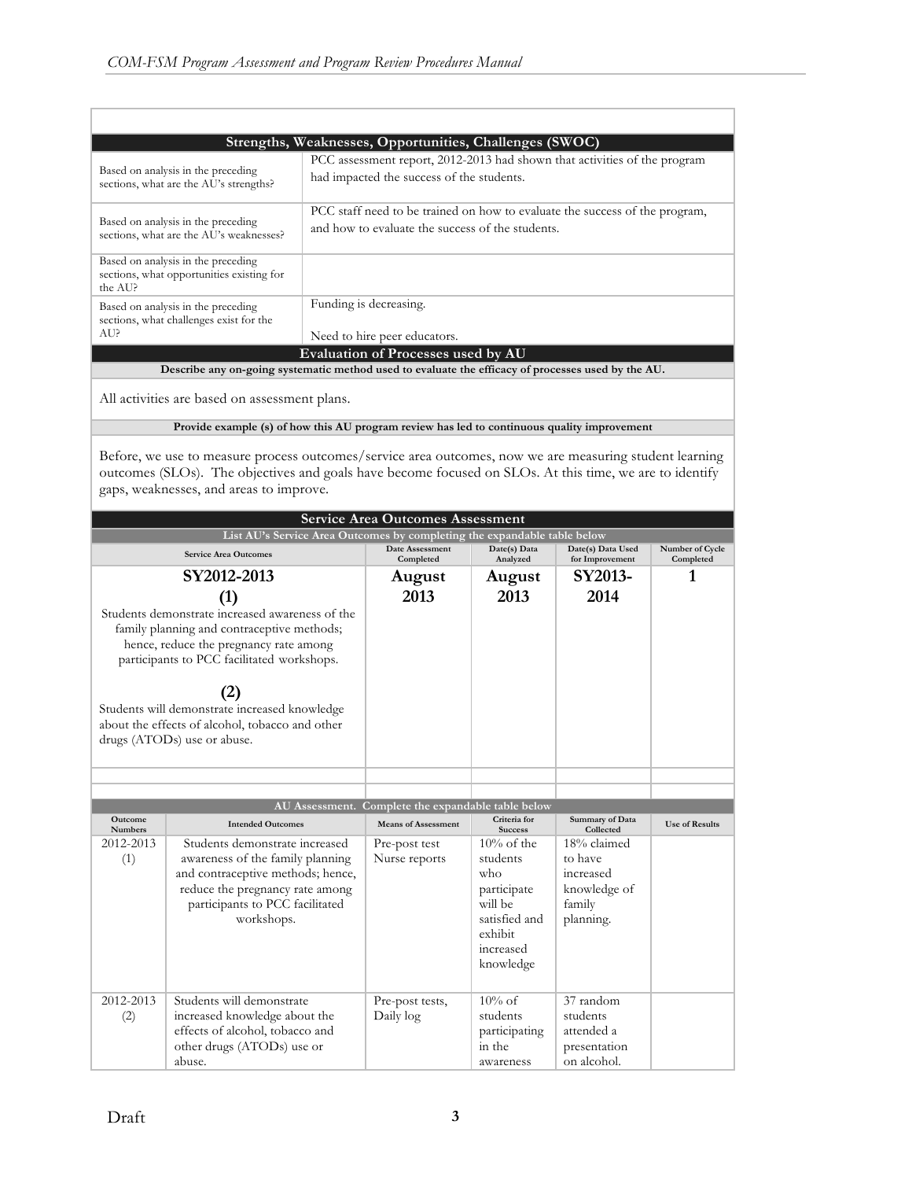## Strengths, Weaknesses, Opportunities, Challenges (SWOC)

| | |
|---|---|
| Based on analysis in the preceding sections, what are the AU's strengths? | PCC assessment report, 2012-2013 had shown that activities of the program had impacted the success of the students. |
| Based on analysis in the preceding sections, what are the AU's weaknesses? | PCC staff need to be trained on how to evaluate the success of the program, and how to evaluate the success of the students. |
| Based on analysis in the preceding sections, what opportunities existing for the AU? | |
| Based on analysis in the preceding sections, what challenges exist for the AU? | Funding is decreasing.<br><br>Need to hire peer educators. |

## Evaluation of Processes used by AU

**Describe any on-going systematic method used to evaluate the efficacy of processes used by the AU.**

All activities are based on assessment plans.

**Provide example (s) of how this AU program review has led to continuous quality improvement**

Before, we use to measure process outcomes/service area outcomes, now we are measuring student learning outcomes (SLOs). The objectives and goals have become focused on SLOs. At this time, we are to identify gaps, weaknesses, and areas to improve.

## Service Area Outcomes Assessment

**List AU's Service Area Outcomes by completing the expandable table below**

| Service Area Outcomes | Date Assessment Completed | Date(s) Data Analyzed | Date(s) Data Used for Improvement | Number of Cycle Completed |
|---|---|---|---|---|
| **SY2012-2013**<br>**(1)**<br>Students demonstrate increased awareness of the family planning and contraceptive methods; hence, reduce the pregnancy rate among participants to PCC facilitated workshops.<br><br>**(2)**<br>Students will demonstrate increased knowledge about the effects of alcohol, tobacco and other drugs (ATODs) use or abuse. | **August 2013** | **August 2013** | **SY2013-2014** | **1** |
| | | | | |
| | | | | |

**AU Assessment. Complete the expandable table below**

| Outcome Numbers | Intended Outcomes | Means of Assessment | Criteria for Success | Summary of Data Collected | Use of Results |
|---|---|---|---|---|---|
| 2012-2013 (1) | Students demonstrate increased awareness of the family planning and contraceptive methods; hence, reduce the pregnancy rate among participants to PCC facilitated workshops. | Pre-post test<br>Nurse reports | 10% of the students who participate will be satisfied and exhibit increased knowledge | 18% claimed to have increased knowledge of family planning. | |
| 2012-2013 (2) | Students will demonstrate increased knowledge about the effects of alcohol, tobacco and other drugs (ATODs) use or abuse. | Pre-post tests, Daily log | 10% of students participating in the awareness | 37 random students attended a presentation on alcohol. | |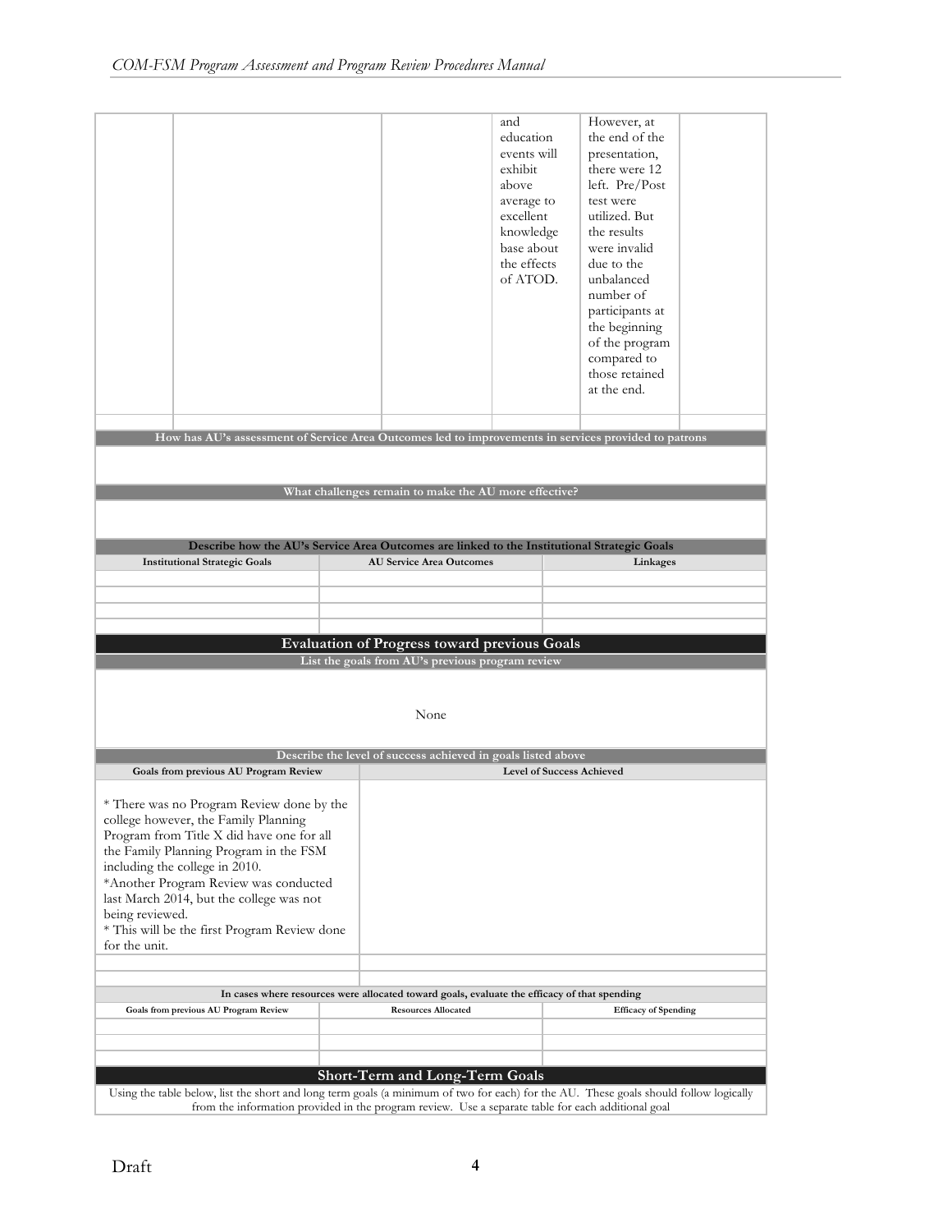| | | | | | |
|---|---|---|---|---|---|
| | | | and education events will exhibit above average to excellent knowledge base about the effects of ATOD. | However, at the end of the presentation, there were 12 left. Pre/Post test were utilized. But the results were invalid due to the unbalanced number of participants at the beginning of the program compared to those retained at the end. | |
| | | | | | |

**How has AU's assessment of Service Area Outcomes led to improvements in services provided to patrons**

**What challenges remain to make the AU more effective?**

**Describe how the AU's Service Area Outcomes are linked to the Institutional Strategic Goals**

| Institutional Strategic Goals | AU Service Area Outcomes | Linkages |
|---|---|---|
| | | |
| | | |
| | | |
| | | |

## Evaluation of Progress toward previous Goals

**List the goals from AU's previous program review**

None

**Describe the level of success achieved in goals listed above**

| Goals from previous AU Program Review | Level of Success Achieved |
|---|---|
| * There was no Program Review done by the college however, the Family Planning Program from Title X did have one for all the Family Planning Program in the FSM including the college in 2010.<br>*Another Program Review was conducted last March 2014, but the college was not being reviewed.<br>* This will be the first Program Review done for the unit. | |
| | |
| | |

**In cases where resources were allocated toward goals, evaluate the efficacy of that spending**

| Goals from previous AU Program Review | Resources Allocated | Efficacy of Spending |
|---|---|---|
| | | |
| | | |
| | | |

## Short-Term and Long-Term Goals

Using the table below, list the short and long term goals (a minimum of two for each) for the AU. These goals should follow logically from the information provided in the program review. Use a separate table for each additional goal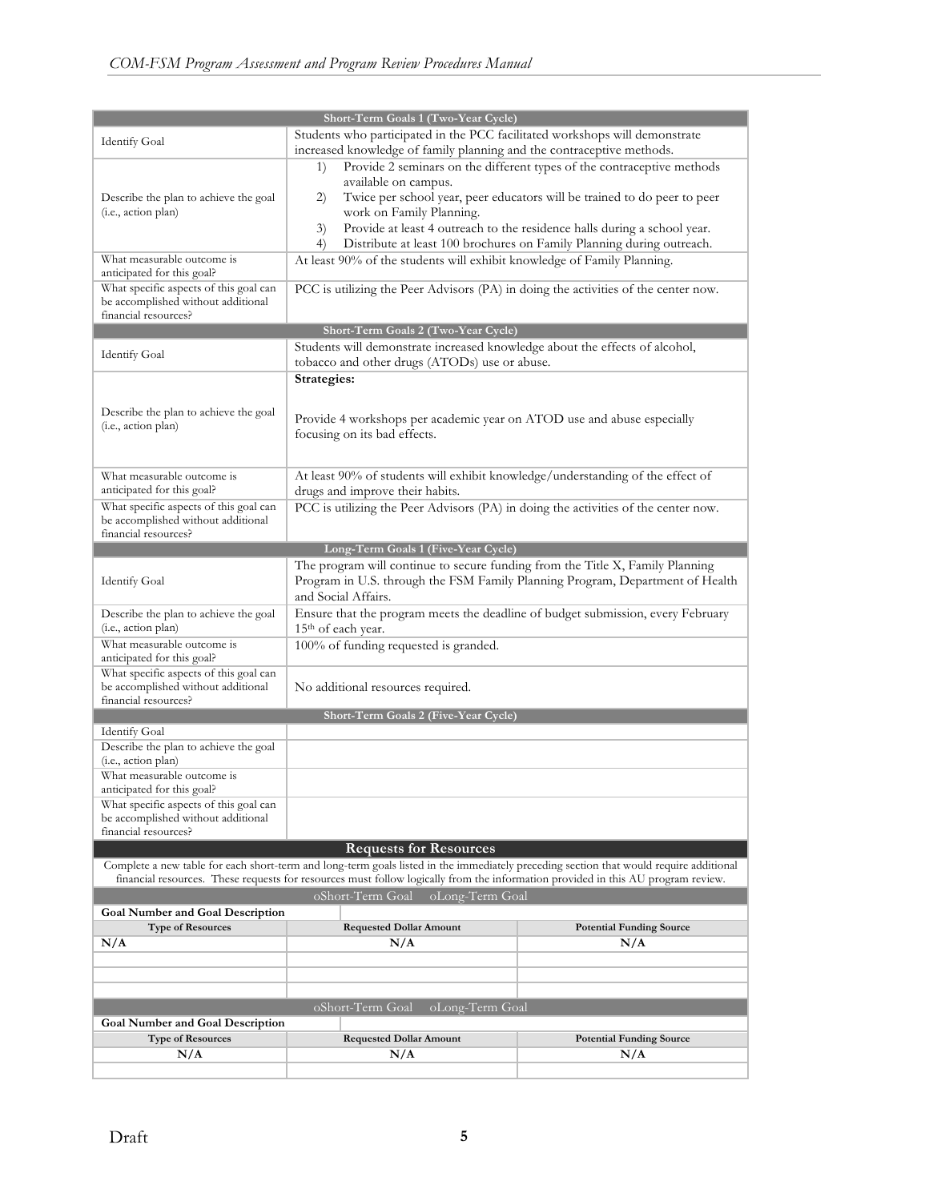| Short-Term Goals 1 (Two-Year Cycle) | |
|---|---|
| Identify Goal | Students who participated in the PCC facilitated workshops will demonstrate increased knowledge of family planning and the contraceptive methods. |
| Describe the plan to achieve the goal (i.e., action plan) | 1) Provide 2 seminars on the different types of the contraceptive methods available on campus.<br>2) Twice per school year, peer educators will be trained to do peer to peer work on Family Planning.<br>3) Provide at least 4 outreach to the residence halls during a school year.<br>4) Distribute at least 100 brochures on Family Planning during outreach. |
| What measurable outcome is anticipated for this goal? | At least 90% of the students will exhibit knowledge of Family Planning. |
| What specific aspects of this goal can be accomplished without additional financial resources? | PCC is utilizing the Peer Advisors (PA) in doing the activities of the center now. |
| **Short-Term Goals 2 (Two-Year Cycle)** | |
| Identify Goal | Students will demonstrate increased knowledge about the effects of alcohol, tobacco and other drugs (ATODs) use or abuse. |
| Describe the plan to achieve the goal (i.e., action plan) | **Strategies:**<br><br>Provide 4 workshops per academic year on ATOD use and abuse especially focusing on its bad effects. |
| What measurable outcome is anticipated for this goal? | At least 90% of students will exhibit knowledge/understanding of the effect of drugs and improve their habits. |
| What specific aspects of this goal can be accomplished without additional financial resources? | PCC is utilizing the Peer Advisors (PA) in doing the activities of the center now. |
| **Long-Term Goals 1 (Five-Year Cycle)** | |
| Identify Goal | The program will continue to secure funding from the Title X, Family Planning Program in U.S. through the FSM Family Planning Program, Department of Health and Social Affairs. |
| Describe the plan to achieve the goal (i.e., action plan) | Ensure that the program meets the deadline of budget submission, every February 15th of each year. |
| What measurable outcome is anticipated for this goal? | 100% of funding requested is granded. |
| What specific aspects of this goal can be accomplished without additional financial resources? | No additional resources required. |
| **Short-Term Goals 2 (Five-Year Cycle)** | |
| Identify Goal | |
| Describe the plan to achieve the goal (i.e., action plan) | |
| What measurable outcome is anticipated for this goal? | |
| What specific aspects of this goal can be accomplished without additional financial resources? | |

## Requests for Resources

Complete a new table for each short-term and long-term goals listed in the immediately preceding section that would require additional financial resources. These requests for resources must follow logically from the information provided in this AU program review.

| oShort-Term Goal oLong-Term Goal | | |
|---|---|---|
| **Goal Number and Goal Description** | | |
| **Type of Resources** | **Requested Dollar Amount** | **Potential Funding Source** |
| N/A | N/A | N/A |
| | | |
| | | |
| | | |

| oShort-Term Goal oLong-Term Goal | | |
|---|---|---|
| **Goal Number and Goal Description** | | |
| **Type of Resources** | **Requested Dollar Amount** | **Potential Funding Source** |
| N/A | N/A | N/A |
| | | |

Draft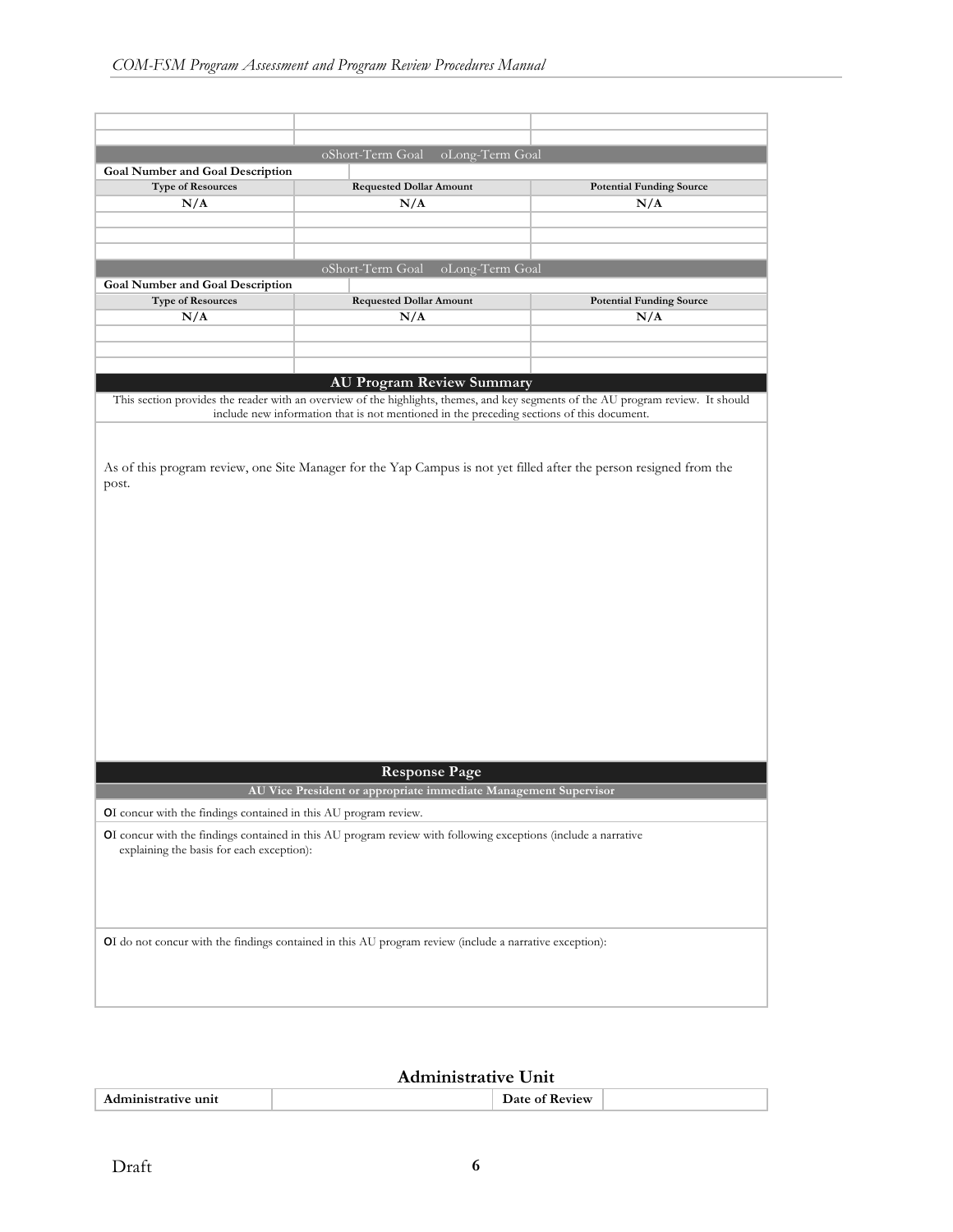| | | |
|---|---|---|
| | | |
| | | |

| oShort-Term Goal oLong-Term Goal | | |
|---|---|---|
| **Goal Number and Goal Description** | | |
| **Type of Resources** | **Requested Dollar Amount** | **Potential Funding Source** |
| N/A | N/A | N/A |
| | | |
| | | |
| | | |

| oShort-Term Goal oLong-Term Goal | | |
|---|---|---|
| **Goal Number and Goal Description** | | |
| **Type of Resources** | **Requested Dollar Amount** | **Potential Funding Source** |
| N/A | N/A | N/A |
| | | |
| | | |
| | | |

## AU Program Review Summary

This section provides the reader with an overview of the highlights, themes, and key segments of the AU program review. It should include new information that is not mentioned in the preceding sections of this document.

As of this program review, one Site Manager for the Yap Campus is not yet filled after the person resigned from the post.

## Response Page

**AU Vice President or appropriate immediate Management Supervisor**

o I concur with the findings contained in this AU program review.

o I concur with the findings contained in this AU program review with following exceptions (include a narrative explaining the basis for each exception):

o I do not concur with the findings contained in this AU program review (include a narrative exception):

## Administrative Unit

| **Administrative unit** | | **Date of Review** | |
|---|---|---|---|

Draft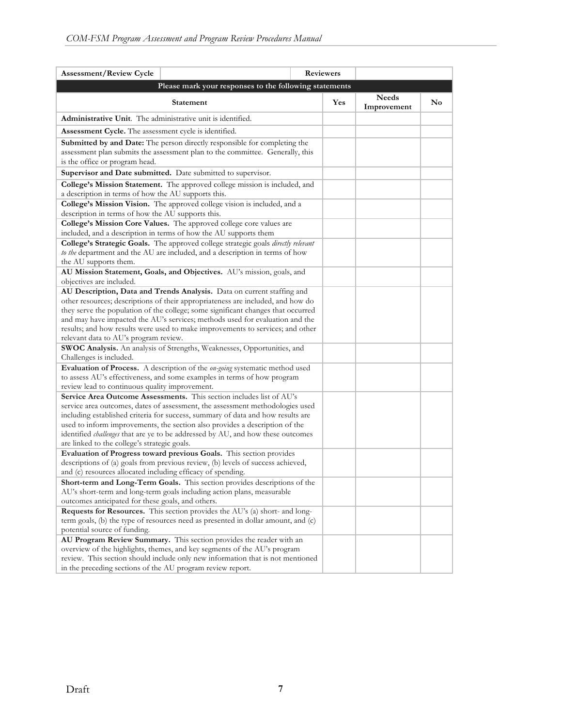| Assessment/Review Cycle | | Reviewers | |
|---|---|---|---|

| Please mark your responses to the following statements | | | |
|---|---|---|---|
| **Statement** | **Yes** | **Needs Improvement** | **No** |
| **Administrative Unit**. The administrative unit is identified. | | | |
| **Assessment Cycle.** The assessment cycle is identified. | | | |
| **Submitted by and Date:** The person directly responsible for completing the assessment plan submits the assessment plan to the committee. Generally, this is the office or program head. | | | |
| **Supervisor and Date submitted.** Date submitted to supervisor. | | | |
| **College's Mission Statement.** The approved college mission is included, and a description in terms of how the AU supports this. | | | |
| **College's Mission Vision.** The approved college vision is included, and a description in terms of how the AU supports this. | | | |
| **College's Mission Core Values.** The approved college core values are included, and a description in terms of how the AU supports them | | | |
| **College's Strategic Goals.** The approved college strategic goals *directly relevant to the* department and the AU are included, and a description in terms of how the AU supports them. | | | |
| **AU Mission Statement, Goals, and Objectives.** AU's mission, goals, and objectives are included. | | | |
| **AU Description, Data and Trends Analysis.** Data on current staffing and other resources; descriptions of their appropriateness are included, and how do they serve the population of the college; some significant changes that occurred and may have impacted the AU's services; methods used for evaluation and the results; and how results were used to make improvements to services; and other relevant data to AU's program review. | | | |
| **SWOC Analysis.** An analysis of Strengths, Weaknesses, Opportunities, and Challenges is included. | | | |
| **Evaluation of Process.** A description of the *on-going* systematic method used to assess AU's effectiveness, and some examples in terms of how program review lead to continuous quality improvement. | | | |
| **Service Area Outcome Assessments.** This section includes list of AU's service area outcomes, dates of assessment, the assessment methodologies used including established criteria for success, summary of data and how results are used to inform improvements, the section also provides a description of the identified *challenges* that are ye to be addressed by AU, and how these outcomes are linked to the college's strategic goals. | | | |
| **Evaluation of Progress toward previous Goals.** This section provides descriptions of (a) goals from previous review, (b) levels of success achieved, and (c) resources allocated including efficacy of spending. | | | |
| **Short-term and Long-Term Goals.** This section provides descriptions of the AU's short-term and long-term goals including action plans, measurable outcomes anticipated for these goals, and others. | | | |
| **Requests for Resources.** This section provides the AU's (a) short- and long-term goals, (b) the type of resources need as presented in dollar amount, and (c) potential source of funding. | | | |
| **AU Program Review Summary.** This section provides the reader with an overview of the highlights, themes, and key segments of the AU's program review. This section should include only new information that is not mentioned in the preceding sections of the AU program review report. | | | |